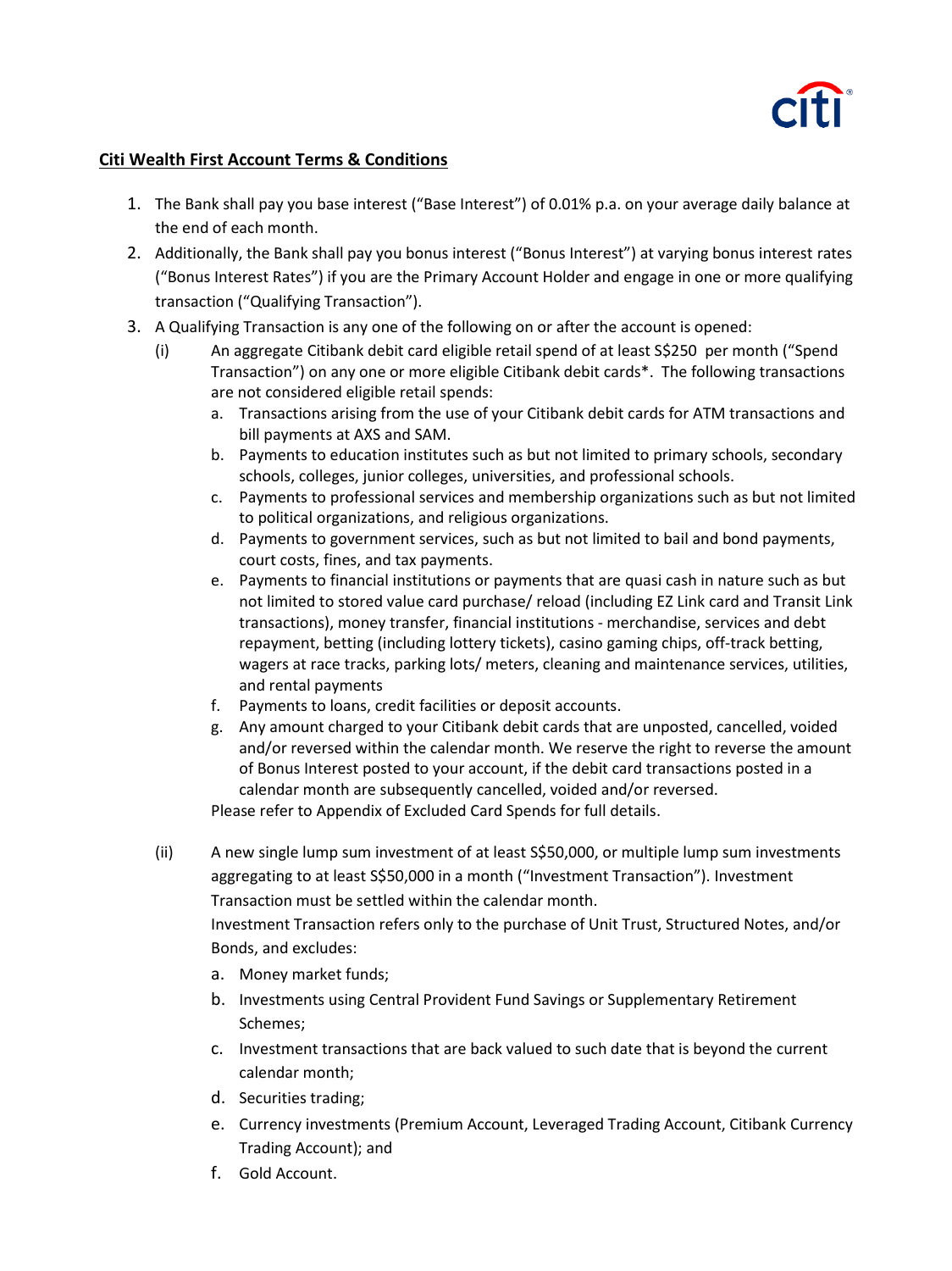## Citi Wealth First Account Terms & Conditions

1. The Bank shall pay you base interest ("Base Interest") of 0.01% p.a. on your average daily balance at the end of each month.
2. Additionally, the Bank shall pay you bonus interest ("Bonus Interest") at varying bonus interest rates ("Bonus Interest Rates") if you are the Primary Account Holder and engage in one or more qualifying transaction ("Qualifying Transaction").
3. A Qualifying Transaction is any one of the following on or after the account is opened:

   (i) An aggregate Citibank debit card eligible retail spend of at least S$250 per month ("Spend Transaction") on any one or more eligible Citibank debit cards*. The following transactions are not considered eligible retail spends:

   a. Transactions arising from the use of your Citibank debit cards for ATM transactions and bill payments at AXS and SAM.
   b. Payments to education institutes such as but not limited to primary schools, secondary schools, colleges, junior colleges, universities, and professional schools.
   c. Payments to professional services and membership organizations such as but not limited to political organizations, and religious organizations.
   d. Payments to government services, such as but not limited to bail and bond payments, court costs, fines, and tax payments.
   e. Payments to financial institutions or payments that are quasi cash in nature such as but not limited to stored value card purchase/ reload (including EZ Link card and Transit Link transactions), money transfer, financial institutions - merchandise, services and debt repayment, betting (including lottery tickets), casino gaming chips, off-track betting, wagers at race tracks, parking lots/ meters, cleaning and maintenance services, utilities, and rental payments
   f. Payments to loans, credit facilities or deposit accounts.
   g. Any amount charged to your Citibank debit cards that are unposted, cancelled, voided and/or reversed within the calendar month. We reserve the right to reverse the amount of Bonus Interest posted to your account, if the debit card transactions posted in a calendar month are subsequently cancelled, voided and/or reversed.

   Please refer to Appendix of Excluded Card Spends for full details.

   (ii) A new single lump sum investment of at least S$50,000, or multiple lump sum investments aggregating to at least S$50,000 in a month ("Investment Transaction"). Investment Transaction must be settled within the calendar month.

   Investment Transaction refers only to the purchase of Unit Trust, Structured Notes, and/or Bonds, and excludes:

   a. Money market funds;
   b. Investments using Central Provident Fund Savings or Supplementary Retirement Schemes;
   c. Investment transactions that are back valued to such date that is beyond the current calendar month;
   d. Securities trading;
   e. Currency investments (Premium Account, Leveraged Trading Account, Citibank Currency Trading Account); and
   f. Gold Account.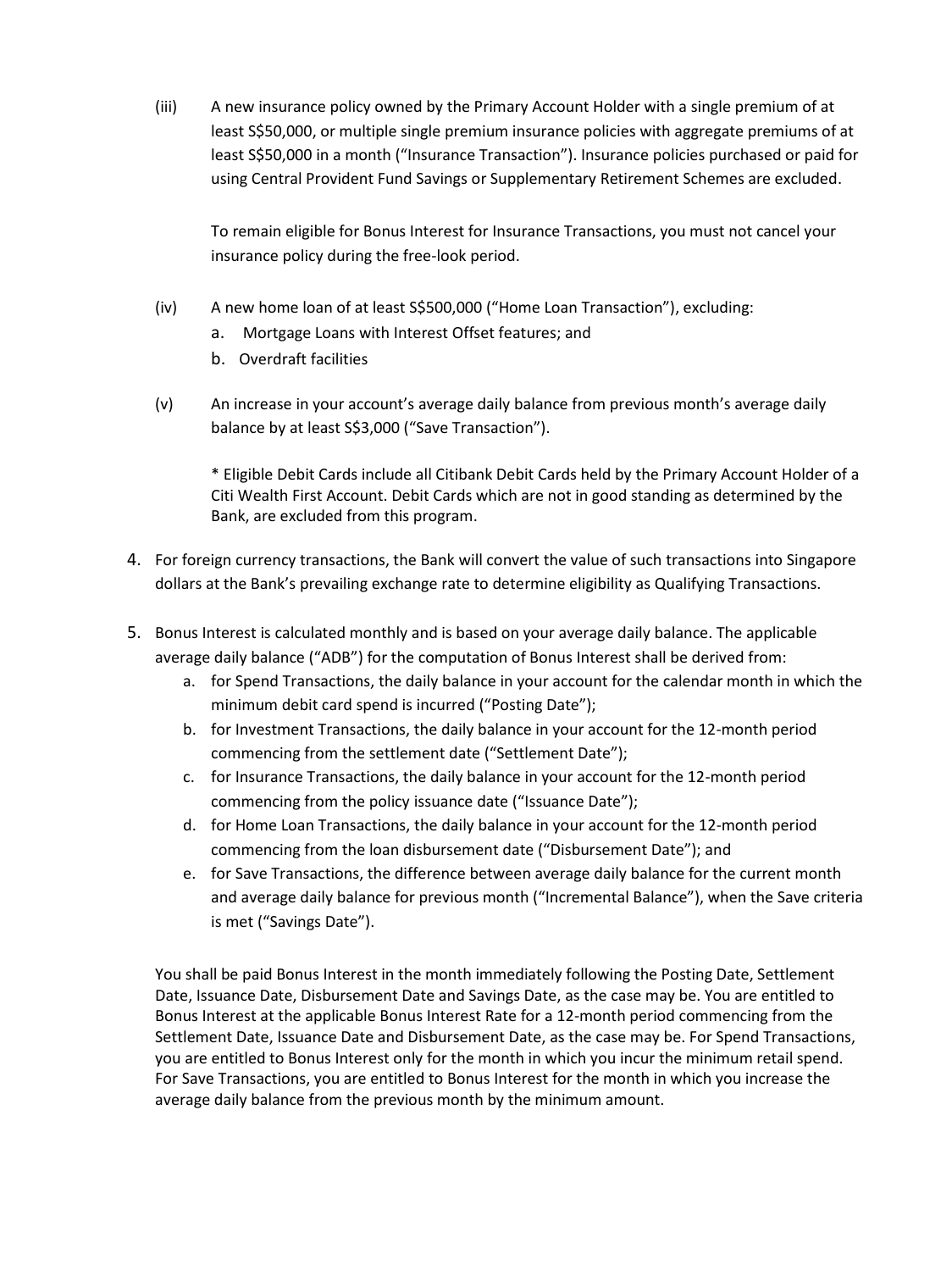(iii) A new insurance policy owned by the Primary Account Holder with a single premium of at least S$50,000, or multiple single premium insurance policies with aggregate premiums of at least S$50,000 in a month ("Insurance Transaction"). Insurance policies purchased or paid for using Central Provident Fund Savings or Supplementary Retirement Schemes are excluded.

To remain eligible for Bonus Interest for Insurance Transactions, you must not cancel your insurance policy during the free-look period.

(iv) A new home loan of at least S$500,000 ("Home Loan Transaction"), excluding:

a. Mortgage Loans with Interest Offset features; and
b. Overdraft facilities

(v) An increase in your account's average daily balance from previous month's average daily balance by at least S$3,000 ("Save Transaction").

* Eligible Debit Cards include all Citibank Debit Cards held by the Primary Account Holder of a Citi Wealth First Account. Debit Cards which are not in good standing as determined by the Bank, are excluded from this program.

4. For foreign currency transactions, the Bank will convert the value of such transactions into Singapore dollars at the Bank's prevailing exchange rate to determine eligibility as Qualifying Transactions.

5. Bonus Interest is calculated monthly and is based on your average daily balance. The applicable average daily balance ("ADB") for the computation of Bonus Interest shall be derived from:
   a. for Spend Transactions, the daily balance in your account for the calendar month in which the minimum debit card spend is incurred ("Posting Date");
   b. for Investment Transactions, the daily balance in your account for the 12-month period commencing from the settlement date ("Settlement Date");
   c. for Insurance Transactions, the daily balance in your account for the 12-month period commencing from the policy issuance date ("Issuance Date");
   d. for Home Loan Transactions, the daily balance in your account for the 12-month period commencing from the loan disbursement date ("Disbursement Date"); and
   e. for Save Transactions, the difference between average daily balance for the current month and average daily balance for previous month ("Incremental Balance"), when the Save criteria is met ("Savings Date").

   You shall be paid Bonus Interest in the month immediately following the Posting Date, Settlement Date, Issuance Date, Disbursement Date and Savings Date, as the case may be. You are entitled to Bonus Interest at the applicable Bonus Interest Rate for a 12-month period commencing from the Settlement Date, Issuance Date and Disbursement Date, as the case may be. For Spend Transactions, you are entitled to Bonus Interest only for the month in which you incur the minimum retail spend. For Save Transactions, you are entitled to Bonus Interest for the month in which you increase the average daily balance from the previous month by the minimum amount.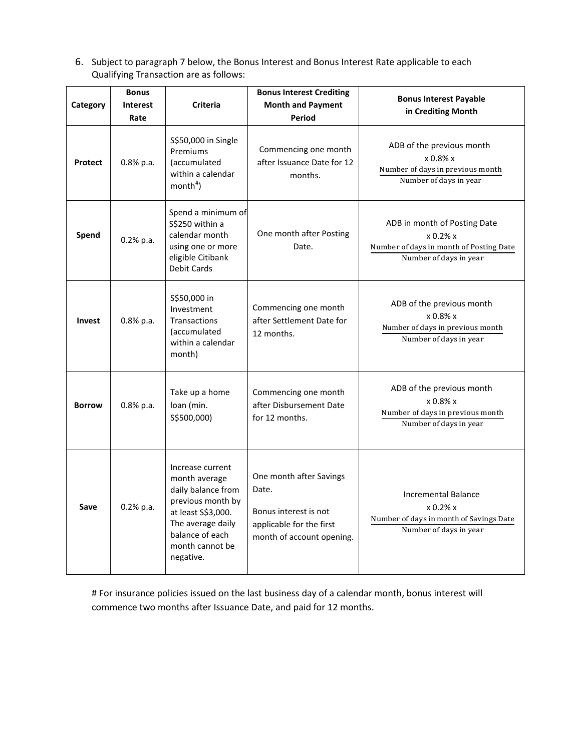6. Subject to paragraph 7 below, the Bonus Interest and Bonus Interest Rate applicable to each Qualifying Transaction are as follows:

| Category | Bonus Interest Rate | Criteria | Bonus Interest Crediting Month and Payment Period | Bonus Interest Payable in Crediting Month |
|---|---|---|---|---|
| **Protect** | 0.8% p.a. | S$50,000 in Single Premiums (accumulated within a calendar month[#]) | Commencing one month after Issuance Date for 12 months. | ADB of the previous month x 0.8% x $\frac{\text{Number of days in previous month}}{\text{Number of days in year}}$ |
| **Spend** | 0.2% p.a. | Spend a minimum of S$250 within a calendar month using one or more eligible Citibank Debit Cards | One month after Posting Date. | ADB in month of Posting Date x 0.2% x $\frac{\text{Number of days in month of Posting Date}}{\text{Number of days in year}}$ |
| **Invest** | 0.8% p.a. | S$50,000 in Investment Transactions (accumulated within a calendar month) | Commencing one month after Settlement Date for 12 months. | ADB of the previous month x 0.8% x $\frac{\text{Number of days in previous month}}{\text{Number of days in year}}$ |
| **Borrow** | 0.8% p.a. | Take up a home loan (min. S$500,000) | Commencing one month after Disbursement Date for 12 months. | ADB of the previous month x 0.8% x $\frac{\text{Number of days in previous month}}{\text{Number of days in year}}$ |
| **Save** | 0.2% p.a. | Increase current month average daily balance from previous month by at least S$3,000. The average daily balance of each month cannot be negative. | One month after Savings Date. Bonus interest is not applicable for the first month of account opening. | Incremental Balance x 0.2% x $\frac{\text{Number of days in month of Savings Date}}{\text{Number of days in year}}$ |

# For insurance policies issued on the last business day of a calendar month, bonus interest will commence two months after Issuance Date, and paid for 12 months.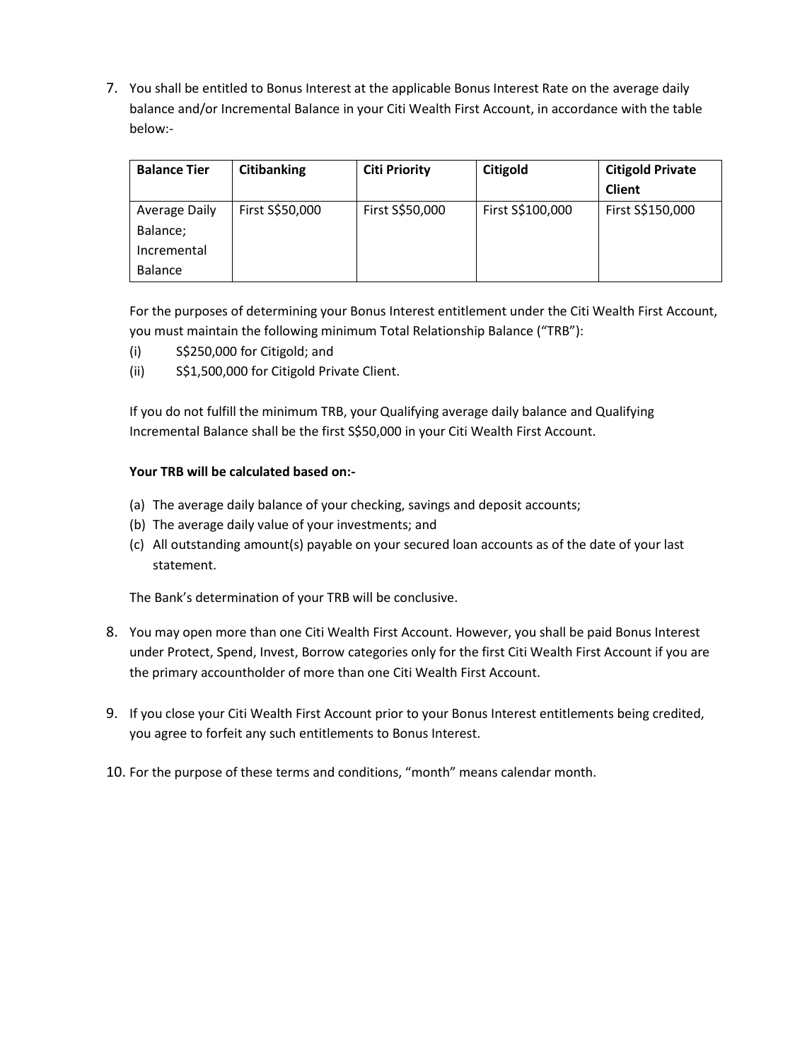7. You shall be entitled to Bonus Interest at the applicable Bonus Interest Rate on the average daily balance and/or Incremental Balance in your Citi Wealth First Account, in accordance with the table below:-

| Balance Tier | Citibanking | Citi Priority | Citigold | Citigold Private Client |
|---|---|---|---|---|
| Average Daily Balance; Incremental Balance | First S$50,000 | First S$50,000 | First S$100,000 | First S$150,000 |

For the purposes of determining your Bonus Interest entitlement under the Citi Wealth First Account, you must maintain the following minimum Total Relationship Balance ("TRB"):

(i) S$250,000 for Citigold; and
(ii) S$1,500,000 for Citigold Private Client.

If you do not fulfill the minimum TRB, your Qualifying average daily balance and Qualifying Incremental Balance shall be the first S$50,000 in your Citi Wealth First Account.

**Your TRB will be calculated based on:-**

(a) The average daily balance of your checking, savings and deposit accounts;
(b) The average daily value of your investments; and
(c) All outstanding amount(s) payable on your secured loan accounts as of the date of your last statement.

The Bank's determination of your TRB will be conclusive.

8. You may open more than one Citi Wealth First Account. However, you shall be paid Bonus Interest under Protect, Spend, Invest, Borrow categories only for the first Citi Wealth First Account if you are the primary accountholder of more than one Citi Wealth First Account.

9. If you close your Citi Wealth First Account prior to your Bonus Interest entitlements being credited, you agree to forfeit any such entitlements to Bonus Interest.

10. For the purpose of these terms and conditions, "month" means calendar month.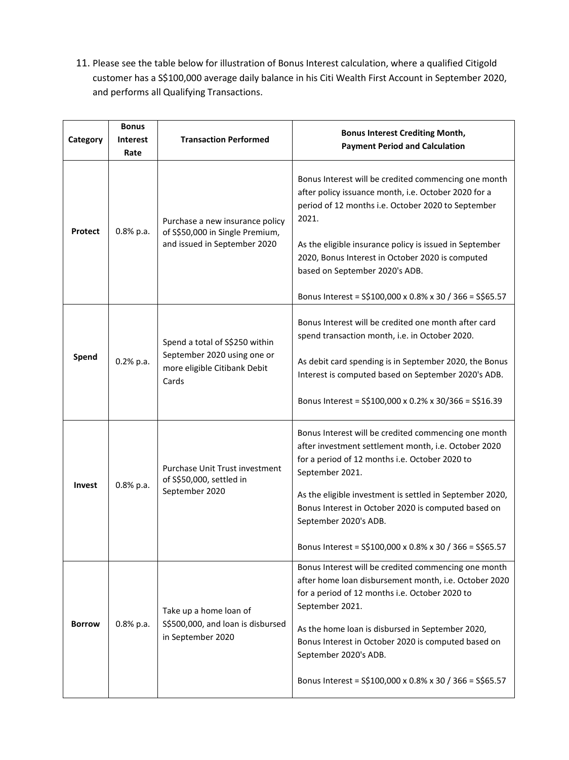11. Please see the table below for illustration of Bonus Interest calculation, where a qualified Citigold customer has a S$100,000 average daily balance in his Citi Wealth First Account in September 2020, and performs all Qualifying Transactions.

| Category | Bonus Interest Rate | Transaction Performed | Bonus Interest Crediting Month, Payment Period and Calculation |
|---|---|---|---|
| **Protect** | 0.8% p.a. | Purchase a new insurance policy of S$50,000 in Single Premium, and issued in September 2020 | Bonus Interest will be credited commencing one month after policy issuance month, i.e. October 2020 for a period of 12 months i.e. October 2020 to September 2021.<br><br>As the eligible insurance policy is issued in September 2020, Bonus Interest in October 2020 is computed based on September 2020's ADB.<br><br>Bonus Interest = S$100,000 x 0.8% x 30 / 366 = S$65.57 |
| **Spend** | 0.2% p.a. | Spend a total of S$250 within September 2020 using one or more eligible Citibank Debit Cards | Bonus Interest will be credited one month after card spend transaction month, i.e. in October 2020.<br><br>As debit card spending is in September 2020, the Bonus Interest is computed based on September 2020's ADB.<br><br>Bonus Interest = S$100,000 x 0.2% x 30/366 = S$16.39 |
| **Invest** | 0.8% p.a. | Purchase Unit Trust investment of S$50,000, settled in September 2020 | Bonus Interest will be credited commencing one month after investment settlement month, i.e. October 2020 for a period of 12 months i.e. October 2020 to September 2021.<br><br>As the eligible investment is settled in September 2020, Bonus Interest in October 2020 is computed based on September 2020's ADB.<br><br>Bonus Interest = S$100,000 x 0.8% x 30 / 366 = S$65.57 |
| **Borrow** | 0.8% p.a. | Take up a home loan of S$500,000, and loan is disbursed in September 2020 | Bonus Interest will be credited commencing one month after home loan disbursement month, i.e. October 2020 for a period of 12 months i.e. October 2020 to September 2021.<br><br>As the home loan is disbursed in September 2020, Bonus Interest in October 2020 is computed based on September 2020's ADB.<br><br>Bonus Interest = S$100,000 x 0.8% x 30 / 366 = S$65.57 |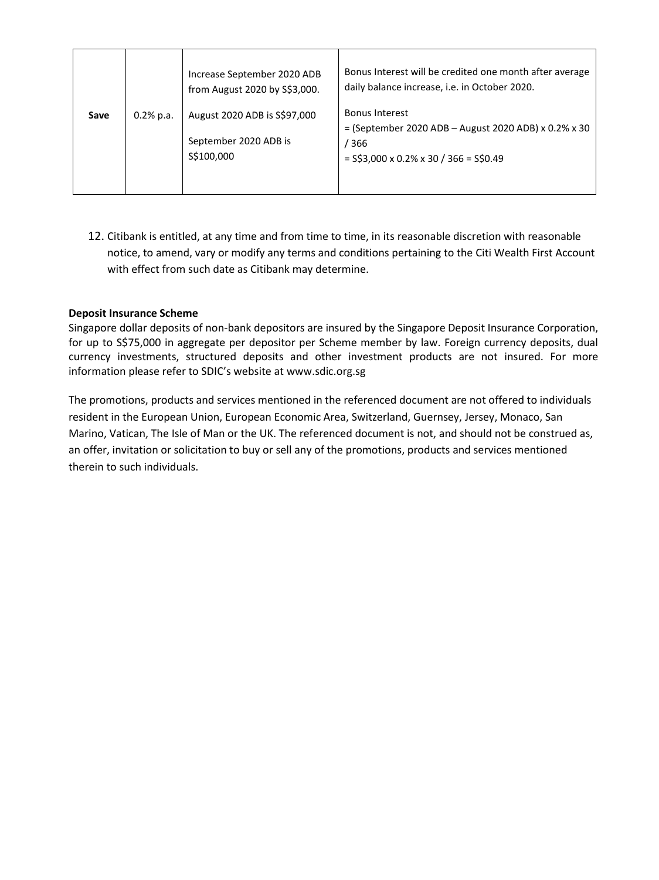| **Save** | 0.2% p.a. | Increase September 2020 ADB from August 2020 by S$3,000.<br><br>August 2020 ADB is S$97,000<br><br>September 2020 ADB is S$100,000 | Bonus Interest will be credited one month after average daily balance increase, i.e. in October 2020.<br><br>Bonus Interest<br>= (September 2020 ADB – August 2020 ADB) x 0.2% x 30 / 366<br>= S$3,000 x 0.2% x 30 / 366 = S$0.49 |
|---|---|---|---|

12. Citibank is entitled, at any time and from time to time, in its reasonable discretion with reasonable notice, to amend, vary or modify any terms and conditions pertaining to the Citi Wealth First Account with effect from such date as Citibank may determine.

**Deposit Insurance Scheme**

Singapore dollar deposits of non-bank depositors are insured by the Singapore Deposit Insurance Corporation, for up to S$75,000 in aggregate per depositor per Scheme member by law. Foreign currency deposits, dual currency investments, structured deposits and other investment products are not insured. For more information please refer to SDIC's website at www.sdic.org.sg

The promotions, products and services mentioned in the referenced document are not offered to individuals resident in the European Union, European Economic Area, Switzerland, Guernsey, Jersey, Monaco, San Marino, Vatican, The Isle of Man or the UK. The referenced document is not, and should not be construed as, an offer, invitation or solicitation to buy or sell any of the promotions, products and services mentioned therein to such individuals.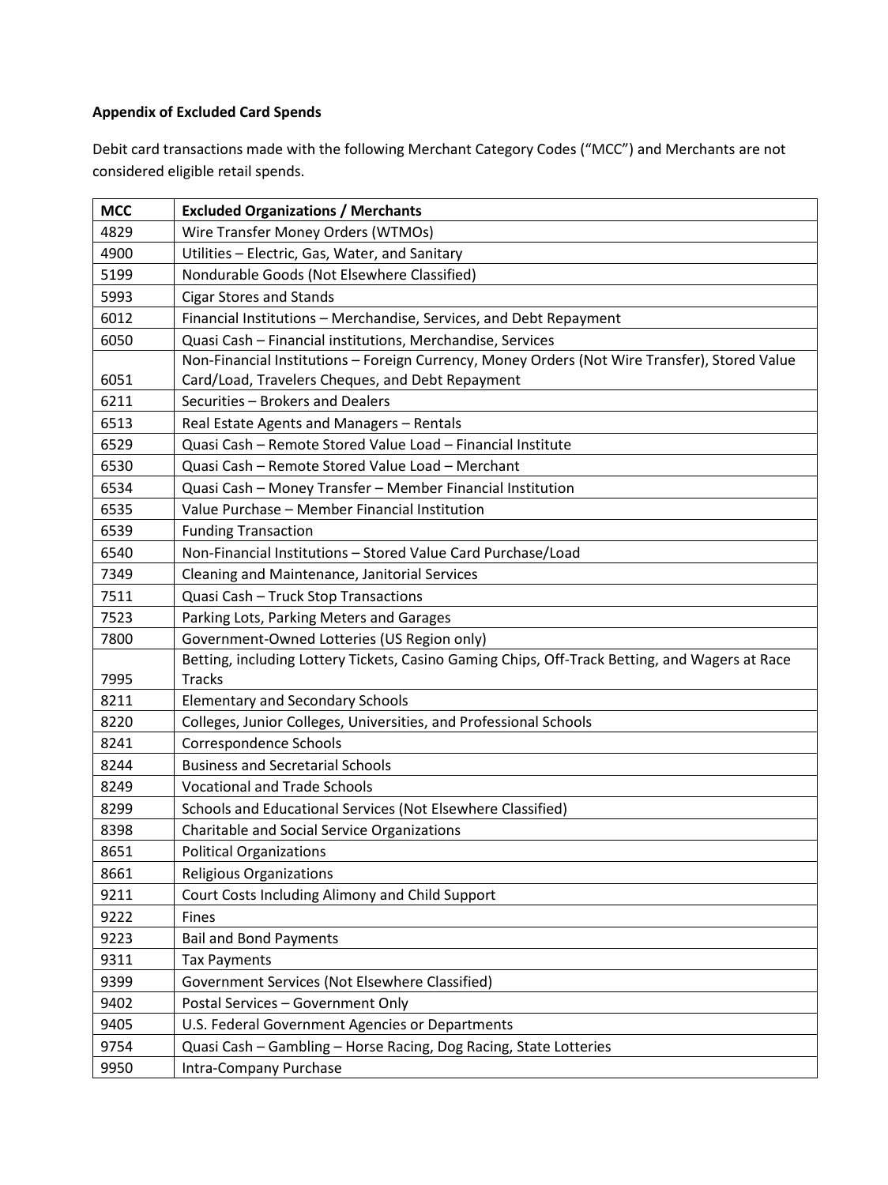**Appendix of Excluded Card Spends**

Debit card transactions made with the following Merchant Category Codes ("MCC") and Merchants are not considered eligible retail spends.

| MCC | Excluded Organizations / Merchants |
|---|---|
| 4829 | Wire Transfer Money Orders (WTMOs) |
| 4900 | Utilities – Electric, Gas, Water, and Sanitary |
| 5199 | Nondurable Goods (Not Elsewhere Classified) |
| 5993 | Cigar Stores and Stands |
| 6012 | Financial Institutions – Merchandise, Services, and Debt Repayment |
| 6050 | Quasi Cash – Financial institutions, Merchandise, Services |
| 6051 | Non-Financial Institutions – Foreign Currency, Money Orders (Not Wire Transfer), Stored Value Card/Load, Travelers Cheques, and Debt Repayment |
| 6211 | Securities – Brokers and Dealers |
| 6513 | Real Estate Agents and Managers – Rentals |
| 6529 | Quasi Cash – Remote Stored Value Load – Financial Institute |
| 6530 | Quasi Cash – Remote Stored Value Load – Merchant |
| 6534 | Quasi Cash – Money Transfer – Member Financial Institution |
| 6535 | Value Purchase – Member Financial Institution |
| 6539 | Funding Transaction |
| 6540 | Non-Financial Institutions – Stored Value Card Purchase/Load |
| 7349 | Cleaning and Maintenance, Janitorial Services |
| 7511 | Quasi Cash – Truck Stop Transactions |
| 7523 | Parking Lots, Parking Meters and Garages |
| 7800 | Government-Owned Lotteries (US Region only) |
| 7995 | Betting, including Lottery Tickets, Casino Gaming Chips, Off-Track Betting, and Wagers at Race Tracks |
| 8211 | Elementary and Secondary Schools |
| 8220 | Colleges, Junior Colleges, Universities, and Professional Schools |
| 8241 | Correspondence Schools |
| 8244 | Business and Secretarial Schools |
| 8249 | Vocational and Trade Schools |
| 8299 | Schools and Educational Services (Not Elsewhere Classified) |
| 8398 | Charitable and Social Service Organizations |
| 8651 | Political Organizations |
| 8661 | Religious Organizations |
| 9211 | Court Costs Including Alimony and Child Support |
| 9222 | Fines |
| 9223 | Bail and Bond Payments |
| 9311 | Tax Payments |
| 9399 | Government Services (Not Elsewhere Classified) |
| 9402 | Postal Services – Government Only |
| 9405 | U.S. Federal Government Agencies or Departments |
| 9754 | Quasi Cash – Gambling – Horse Racing, Dog Racing, State Lotteries |
| 9950 | Intra-Company Purchase |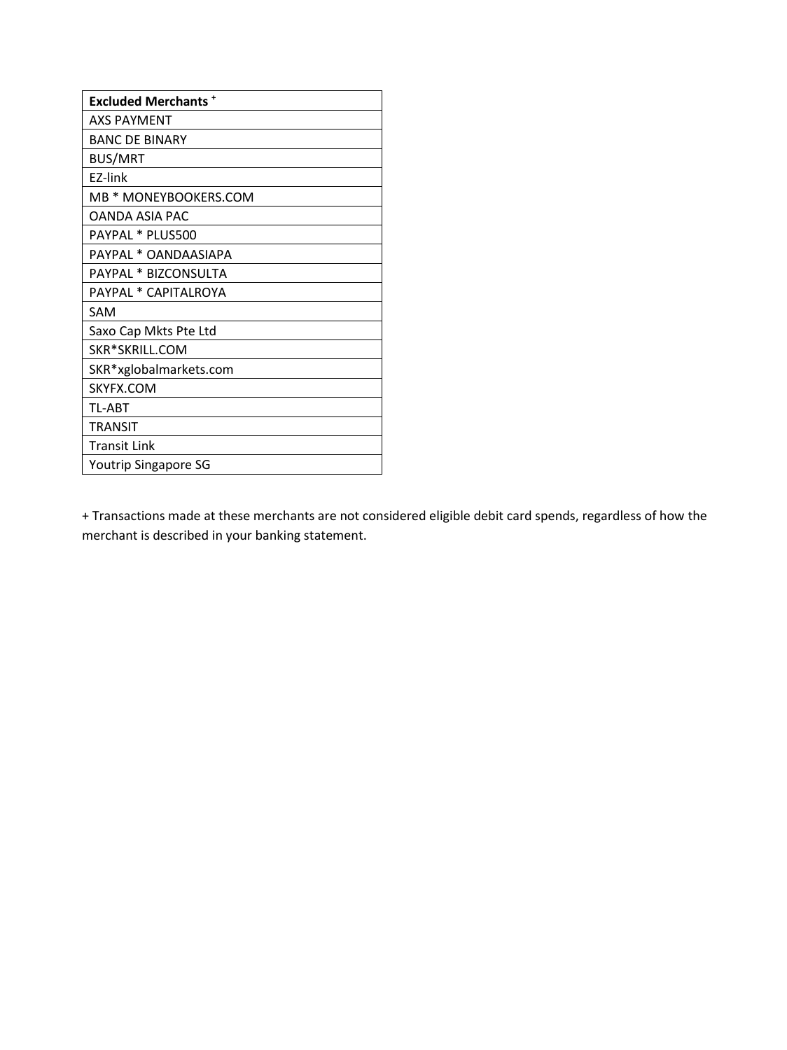| **Excluded Merchants** + |
|---|
| AXS PAYMENT |
| BANC DE BINARY |
| BUS/MRT |
| EZ-link |
| MB * MONEYBOOKERS.COM |
| OANDA ASIA PAC |
| PAYPAL * PLUS500 |
| PAYPAL * OANDAASIAPA |
| PAYPAL * BIZCONSULTA |
| PAYPAL * CAPITALROYA |
| SAM |
| Saxo Cap Mkts Pte Ltd |
| SKR*SKRILL.COM |
| SKR*xglobalmarkets.com |
| SKYFX.COM |
| TL-ABT |
| TRANSIT |
| Transit Link |
| Youtrip Singapore SG |

+ Transactions made at these merchants are not considered eligible debit card spends, regardless of how the merchant is described in your banking statement.